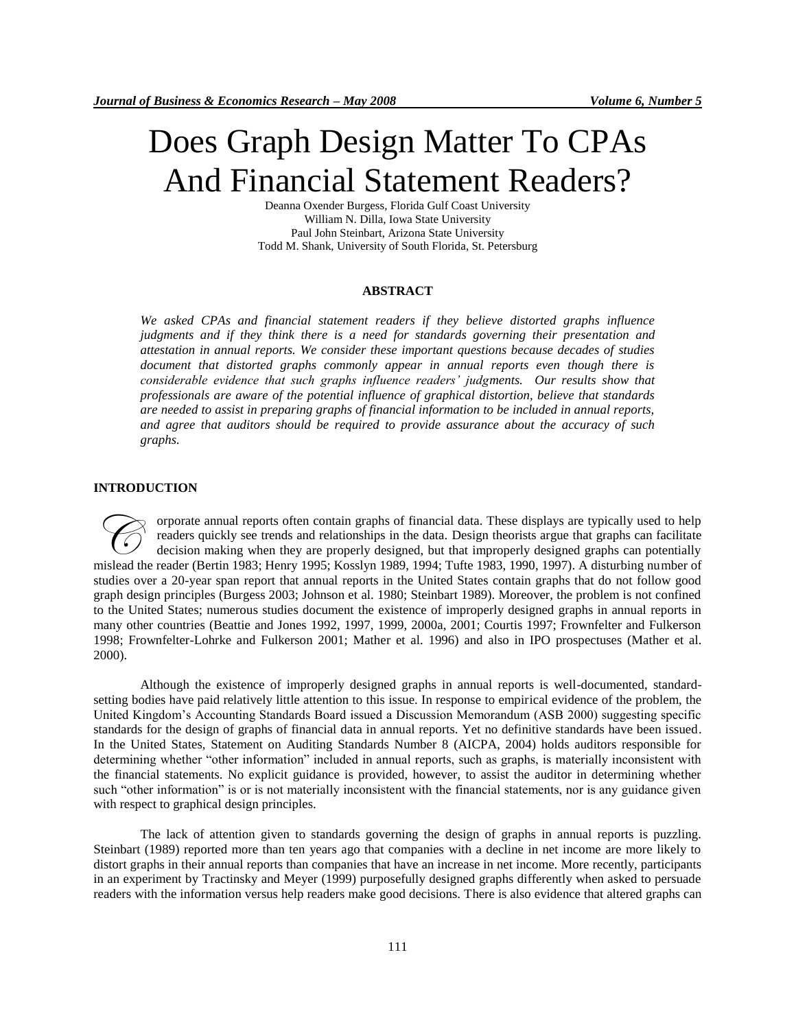# Does Graph Design Matter To CPAs And Financial Statement Readers?

Deanna Oxender Burgess, Florida Gulf Coast University
William N. Dilla, Iowa State University
Paul John Steinbart, Arizona State University
Todd M. Shank, University of South Florida, St. Petersburg

## ABSTRACT

*We asked CPAs and financial statement readers if they believe distorted graphs influence judgments and if they think there is a need for standards governing their presentation and attestation in annual reports. We consider these important questions because decades of studies document that distorted graphs commonly appear in annual reports even though there is considerable evidence that such graphs influence readers' judgments. Our results show that professionals are aware of the potential influence of graphical distortion, believe that standards are needed to assist in preparing graphs of financial information to be included in annual reports, and agree that auditors should be required to provide assurance about the accuracy of such graphs.*

## INTRODUCTION

Corporate annual reports often contain graphs of financial data. These displays are typically used to help readers quickly see trends and relationships in the data. Design theorists argue that graphs can facilitate decision making when they are properly designed, but that improperly designed graphs can potentially mislead the reader (Bertin 1983; Henry 1995; Kosslyn 1989, 1994; Tufte 1983, 1990, 1997). A disturbing number of studies over a 20-year span report that annual reports in the United States contain graphs that do not follow good graph design principles (Burgess 2003; Johnson et al. 1980; Steinbart 1989). Moreover, the problem is not confined to the United States; numerous studies document the existence of improperly designed graphs in annual reports in many other countries (Beattie and Jones 1992, 1997, 1999, 2000a, 2001; Courtis 1997; Frownfelter and Fulkerson 1998; Frownfelter-Lohrke and Fulkerson 2001; Mather et al. 1996) and also in IPO prospectuses (Mather et al. 2000).

Although the existence of improperly designed graphs in annual reports is well-documented, standard-setting bodies have paid relatively little attention to this issue. In response to empirical evidence of the problem, the United Kingdom's Accounting Standards Board issued a Discussion Memorandum (ASB 2000) suggesting specific standards for the design of graphs of financial data in annual reports. Yet no definitive standards have been issued. In the United States, Statement on Auditing Standards Number 8 (AICPA, 2004) holds auditors responsible for determining whether "other information" included in annual reports, such as graphs, is materially inconsistent with the financial statements. No explicit guidance is provided, however, to assist the auditor in determining whether such "other information" is or is not materially inconsistent with the financial statements, nor is any guidance given with respect to graphical design principles.

The lack of attention given to standards governing the design of graphs in annual reports is puzzling. Steinbart (1989) reported more than ten years ago that companies with a decline in net income are more likely to distort graphs in their annual reports than companies that have an increase in net income. More recently, participants in an experiment by Tractinsky and Meyer (1999) purposefully designed graphs differently when asked to persuade readers with the information versus help readers make good decisions. There is also evidence that altered graphs can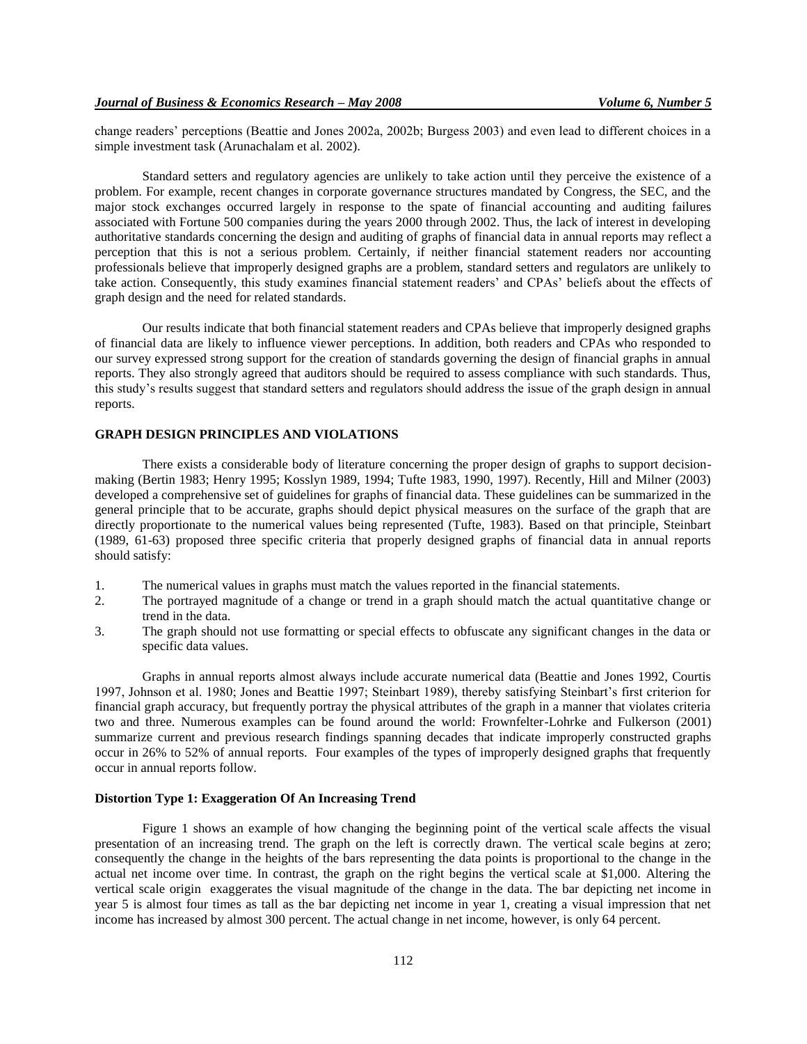change readers' perceptions (Beattie and Jones 2002a, 2002b; Burgess 2003) and even lead to different choices in a simple investment task (Arunachalam et al. 2002).

Standard setters and regulatory agencies are unlikely to take action until they perceive the existence of a problem. For example, recent changes in corporate governance structures mandated by Congress, the SEC, and the major stock exchanges occurred largely in response to the spate of financial accounting and auditing failures associated with Fortune 500 companies during the years 2000 through 2002. Thus, the lack of interest in developing authoritative standards concerning the design and auditing of graphs of financial data in annual reports may reflect a perception that this is not a serious problem. Certainly, if neither financial statement readers nor accounting professionals believe that improperly designed graphs are a problem, standard setters and regulators are unlikely to take action. Consequently, this study examines financial statement readers' and CPAs' beliefs about the effects of graph design and the need for related standards.

Our results indicate that both financial statement readers and CPAs believe that improperly designed graphs of financial data are likely to influence viewer perceptions. In addition, both readers and CPAs who responded to our survey expressed strong support for the creation of standards governing the design of financial graphs in annual reports. They also strongly agreed that auditors should be required to assess compliance with such standards. Thus, this study's results suggest that standard setters and regulators should address the issue of the graph design in annual reports.

## GRAPH DESIGN PRINCIPLES AND VIOLATIONS

There exists a considerable body of literature concerning the proper design of graphs to support decision-making (Bertin 1983; Henry 1995; Kosslyn 1989, 1994; Tufte 1983, 1990, 1997). Recently, Hill and Milner (2003) developed a comprehensive set of guidelines for graphs of financial data. These guidelines can be summarized in the general principle that to be accurate, graphs should depict physical measures on the surface of the graph that are directly proportionate to the numerical values being represented (Tufte, 1983). Based on that principle, Steinbart (1989, 61-63) proposed three specific criteria that properly designed graphs of financial data in annual reports should satisfy:

1. The numerical values in graphs must match the values reported in the financial statements.
2. The portrayed magnitude of a change or trend in a graph should match the actual quantitative change or trend in the data.
3. The graph should not use formatting or special effects to obfuscate any significant changes in the data or specific data values.

Graphs in annual reports almost always include accurate numerical data (Beattie and Jones 1992, Courtis 1997, Johnson et al. 1980; Jones and Beattie 1997; Steinbart 1989), thereby satisfying Steinbart's first criterion for financial graph accuracy, but frequently portray the physical attributes of the graph in a manner that violates criteria two and three. Numerous examples can be found around the world: Frownfelter-Lohrke and Fulkerson (2001) summarize current and previous research findings spanning decades that indicate improperly constructed graphs occur in 26% to 52% of annual reports. Four examples of the types of improperly designed graphs that frequently occur in annual reports follow.

### Distortion Type 1: Exaggeration Of An Increasing Trend

Figure 1 shows an example of how changing the beginning point of the vertical scale affects the visual presentation of an increasing trend. The graph on the left is correctly drawn. The vertical scale begins at zero; consequently the change in the heights of the bars representing the data points is proportional to the change in the actual net income over time. In contrast, the graph on the right begins the vertical scale at $1,000. Altering the vertical scale origin exaggerates the visual magnitude of the change in the data. The bar depicting net income in year 5 is almost four times as tall as the bar depicting net income in year 1, creating a visual impression that net income has increased by almost 300 percent. The actual change in net income, however, is only 64 percent.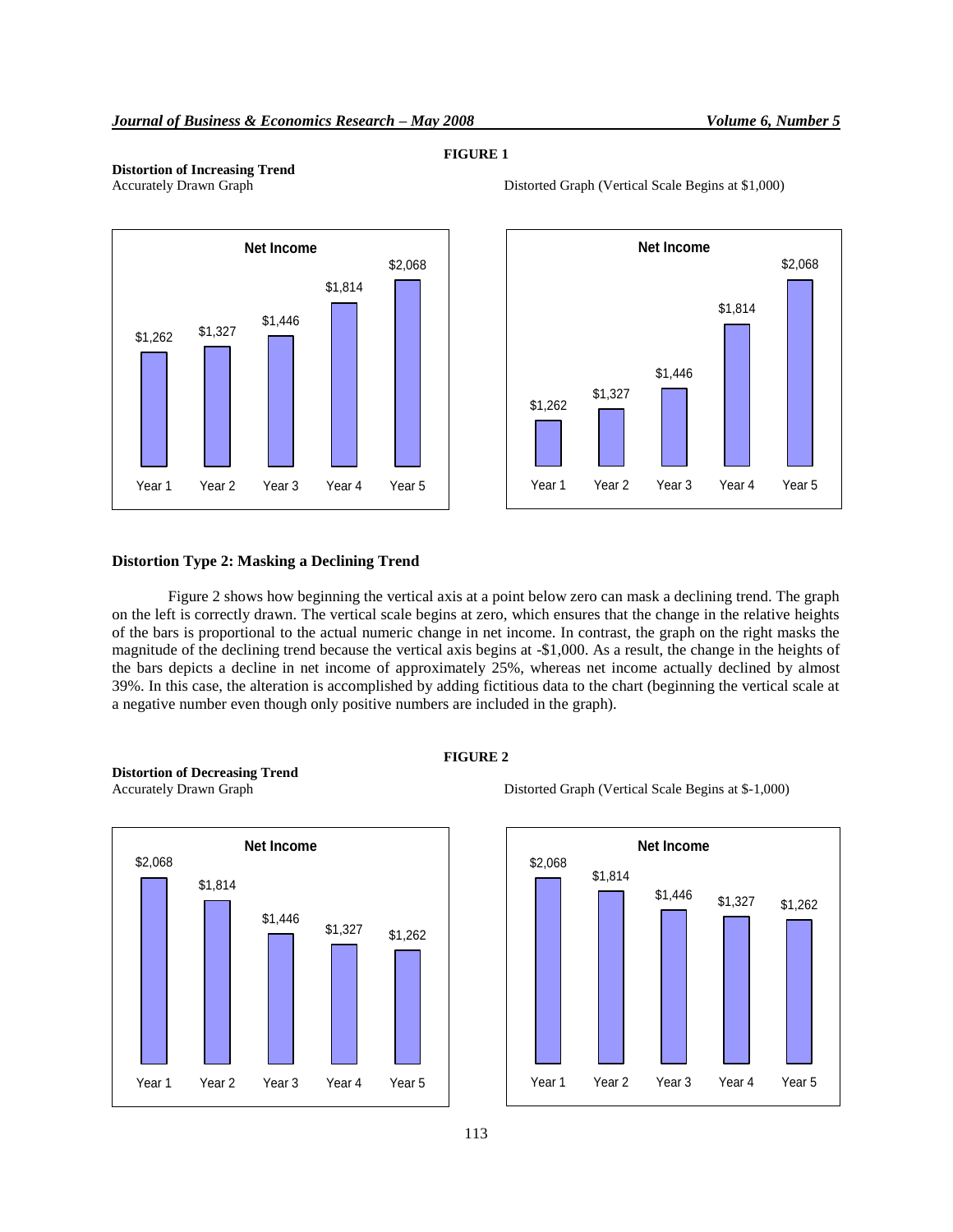**FIGURE 1**

**Distortion of Increasing Trend**

Accurately Drawn Graph

Distorted Graph (Vertical Scale Begins at $1,000)

**Net Income**

| | Year 1 | Year 2 | Year 3 | Year 4 | Year 5 |
|---|---|---|---|---|---|
| Net Income | $1,262 | $1,327 | $1,446 | $1,814 | $2,068 |

### Distortion Type 2: Masking a Declining Trend

Figure 2 shows how beginning the vertical axis at a point below zero can mask a declining trend. The graph on the left is correctly drawn. The vertical scale begins at zero, which ensures that the change in the relative heights of the bars is proportional to the actual numeric change in net income. In contrast, the graph on the right masks the magnitude of the declining trend because the vertical axis begins at -$1,000. As a result, the change in the heights of the bars depicts a decline in net income of approximately 25%, whereas net income actually declined by almost 39%. In this case, the alteration is accomplished by adding fictitious data to the chart (beginning the vertical scale at a negative number even though only positive numbers are included in the graph).

**FIGURE 2**

**Distortion of Decreasing Trend**

Accurately Drawn Graph

Distorted Graph (Vertical Scale Begins at $-1,000)

**Net Income**

| | Year 1 | Year 2 | Year 3 | Year 4 | Year 5 |
|---|---|---|---|---|---|
| Net Income | $2,068 | $1,814 | $1,446 | $1,327 | $1,262 |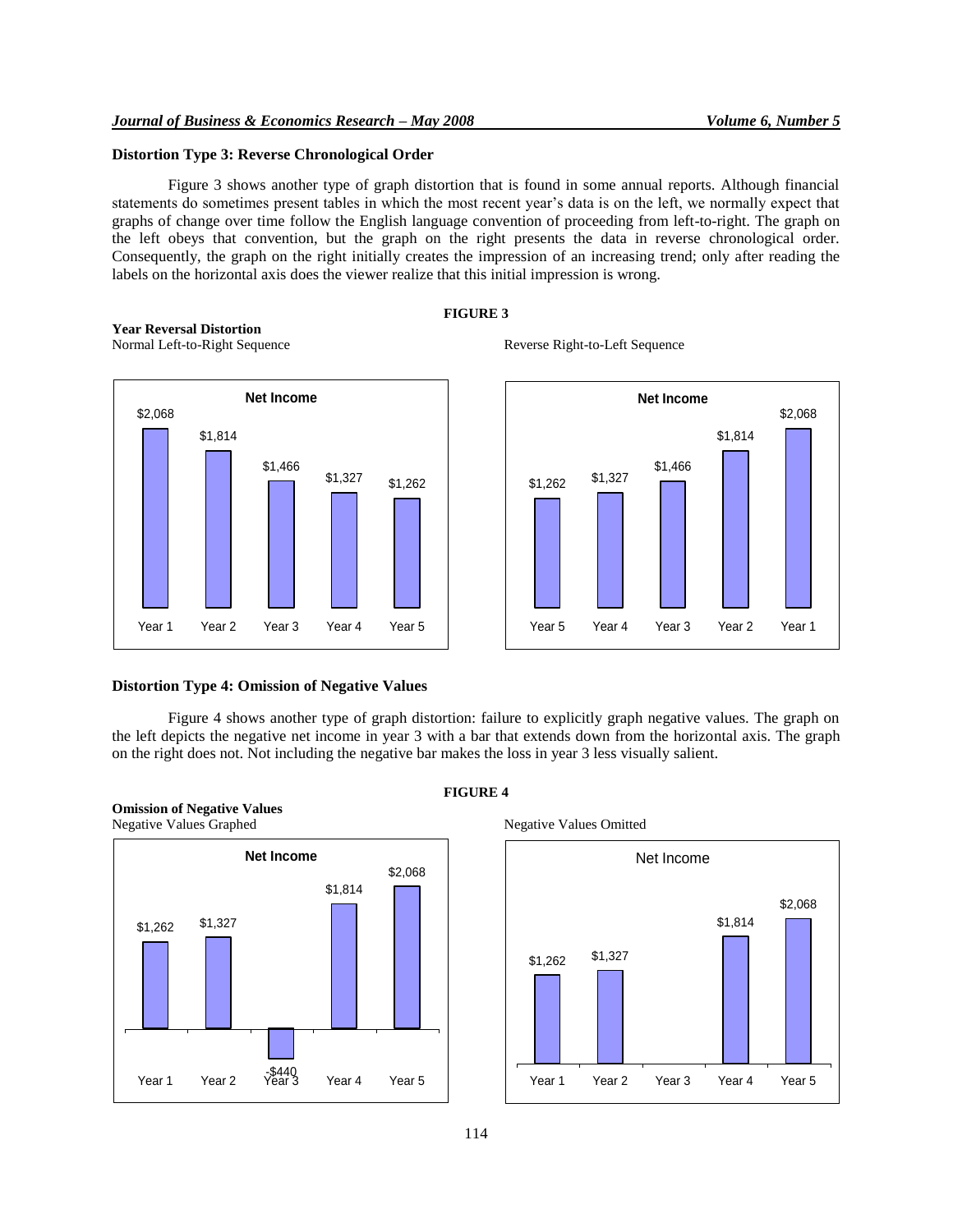### Distortion Type 3: Reverse Chronological Order

Figure 3 shows another type of graph distortion that is found in some annual reports. Although financial statements do sometimes present tables in which the most recent year's data is on the left, we normally expect that graphs of change over time follow the English language convention of proceeding from left-to-right. The graph on the left obeys that convention, but the graph on the right presents the data in reverse chronological order. Consequently, the graph on the right initially creates the impression of an increasing trend; only after reading the labels on the horizontal axis does the viewer realize that this initial impression is wrong.

**FIGURE 3**

**Year Reversal Distortion**

Normal Left-to-Right Sequence

**Net Income**

| Year 1 | Year 2 | Year 3 | Year 4 | Year 5 |
|---|---|---|---|---|
| $2,068 | $1,814 | $1,466 | $1,327 | $1,262 |

Reverse Right-to-Left Sequence

**Net Income**

| Year 5 | Year 4 | Year 3 | Year 2 | Year 1 |
|---|---|---|---|---|
| $1,262 | $1,327 | $1,466 | $1,814 | $2,068 |

### Distortion Type 4: Omission of Negative Values

Figure 4 shows another type of graph distortion: failure to explicitly graph negative values. The graph on the left depicts the negative net income in year 3 with a bar that extends down from the horizontal axis. The graph on the right does not. Not including the negative bar makes the loss in year 3 less visually salient.

**FIGURE 4**

**Omission of Negative Values**

Negative Values Graphed

**Net Income**

| Year 1 | Year 2 | Year 3 | Year 4 | Year 5 |
|---|---|---|---|---|
| $1,262 | $1,327 | -$440 | $1,814 | $2,068 |

Negative Values Omitted

Net Income

| Year 1 | Year 2 | Year 3 | Year 4 | Year 5 |
|---|---|---|---|---|
| $1,262 | $1,327 | | $1,814 | $2,068 |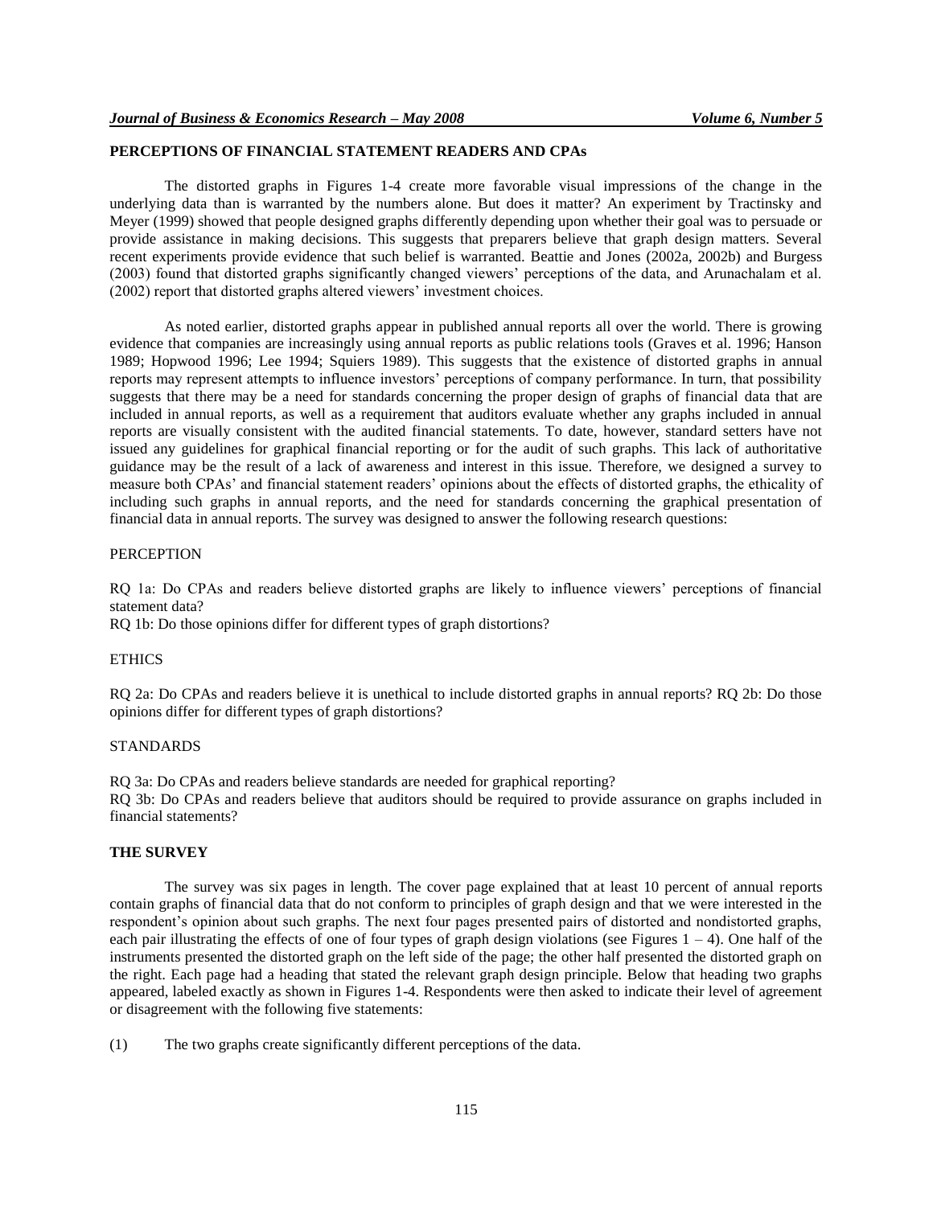## PERCEPTIONS OF FINANCIAL STATEMENT READERS AND CPAs

The distorted graphs in Figures 1-4 create more favorable visual impressions of the change in the underlying data than is warranted by the numbers alone. But does it matter? An experiment by Tractinsky and Meyer (1999) showed that people designed graphs differently depending upon whether their goal was to persuade or provide assistance in making decisions. This suggests that preparers believe that graph design matters. Several recent experiments provide evidence that such belief is warranted. Beattie and Jones (2002a, 2002b) and Burgess (2003) found that distorted graphs significantly changed viewers' perceptions of the data, and Arunachalam et al. (2002) report that distorted graphs altered viewers' investment choices.

As noted earlier, distorted graphs appear in published annual reports all over the world. There is growing evidence that companies are increasingly using annual reports as public relations tools (Graves et al. 1996; Hanson 1989; Hopwood 1996; Lee 1994; Squiers 1989). This suggests that the existence of distorted graphs in annual reports may represent attempts to influence investors' perceptions of company performance. In turn, that possibility suggests that there may be a need for standards concerning the proper design of graphs of financial data that are included in annual reports, as well as a requirement that auditors evaluate whether any graphs included in annual reports are visually consistent with the audited financial statements. To date, however, standard setters have not issued any guidelines for graphical financial reporting or for the audit of such graphs. This lack of authoritative guidance may be the result of a lack of awareness and interest in this issue. Therefore, we designed a survey to measure both CPAs' and financial statement readers' opinions about the effects of distorted graphs, the ethicality of including such graphs in annual reports, and the need for standards concerning the graphical presentation of financial data in annual reports. The survey was designed to answer the following research questions:

### PERCEPTION

RQ 1a: Do CPAs and readers believe distorted graphs are likely to influence viewers' perceptions of financial statement data?
RQ 1b: Do those opinions differ for different types of graph distortions?

### ETHICS

RQ 2a: Do CPAs and readers believe it is unethical to include distorted graphs in annual reports? RQ 2b: Do those opinions differ for different types of graph distortions?

### STANDARDS

RQ 3a: Do CPAs and readers believe standards are needed for graphical reporting?
RQ 3b: Do CPAs and readers believe that auditors should be required to provide assurance on graphs included in financial statements?

## THE SURVEY

The survey was six pages in length. The cover page explained that at least 10 percent of annual reports contain graphs of financial data that do not conform to principles of graph design and that we were interested in the respondent's opinion about such graphs. The next four pages presented pairs of distorted and nondistorted graphs, each pair illustrating the effects of one of four types of graph design violations (see Figures 1 – 4). One half of the instruments presented the distorted graph on the left side of the page; the other half presented the distorted graph on the right. Each page had a heading that stated the relevant graph design principle. Below that heading two graphs appeared, labeled exactly as shown in Figures 1-4. Respondents were then asked to indicate their level of agreement or disagreement with the following five statements:

(1) The two graphs create significantly different perceptions of the data.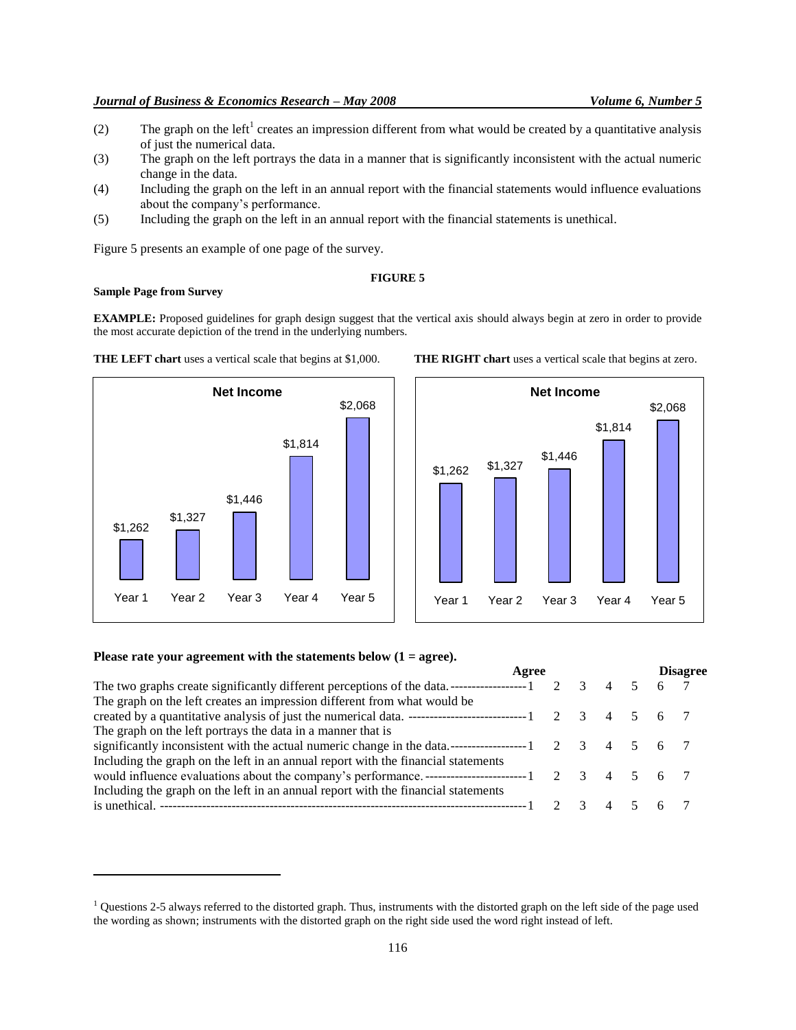(2) The graph on the left[1] creates an impression different from what would be created by a quantitative analysis of just the numerical data.

(3) The graph on the left portrays the data in a manner that is significantly inconsistent with the actual numeric change in the data.

(4) Including the graph on the left in an annual report with the financial statements would influence evaluations about the company's performance.

(5) Including the graph on the left in an annual report with the financial statements is unethical.

Figure 5 presents an example of one page of the survey.

**FIGURE 5**

**Sample Page from Survey**

**EXAMPLE:** Proposed guidelines for graph design suggest that the vertical axis should always begin at zero in order to provide the most accurate depiction of the trend in the underlying numbers.

**THE LEFT chart** uses a vertical scale that begins at $1,000. **THE RIGHT chart** uses a vertical scale that begins at zero.

**Net Income** (left chart)

| Year 1 | Year 2 | Year 3 | Year 4 | Year 5 |
|---|---|---|---|---|
| $1,262 | $1,327 | $1,446 | $1,814 | $2,068 |

**Net Income** (right chart)

| Year 1 | Year 2 | Year 3 | Year 4 | Year 5 |
|---|---|---|---|---|
| $1,262 | $1,327 | $1,446 | $1,814 | $2,068 |

**Please rate your agreement with the statements below (1 = agree).**

| | Agree | | | | | | Disagree |
|---|---|---|---|---|---|---|---|
| The two graphs create significantly different perceptions of the data. | 1 | 2 | 3 | 4 | 5 | 6 | 7 |
| The graph on the left creates an impression different from what would be created by a quantitative analysis of just the numerical data. | 1 | 2 | 3 | 4 | 5 | 6 | 7 |
| The graph on the left portrays the data in a manner that is significantly inconsistent with the actual numeric change in the data. | 1 | 2 | 3 | 4 | 5 | 6 | 7 |
| Including the graph on the left in an annual report with the financial statements would influence evaluations about the company's performance. | 1 | 2 | 3 | 4 | 5 | 6 | 7 |
| Including the graph on the left in an annual report with the financial statements is unethical. | 1 | 2 | 3 | 4 | 5 | 6 | 7 |

[1] Questions 2-5 always referred to the distorted graph. Thus, instruments with the distorted graph on the left side of the page used the wording as shown; instruments with the distorted graph on the right side used the word right instead of left.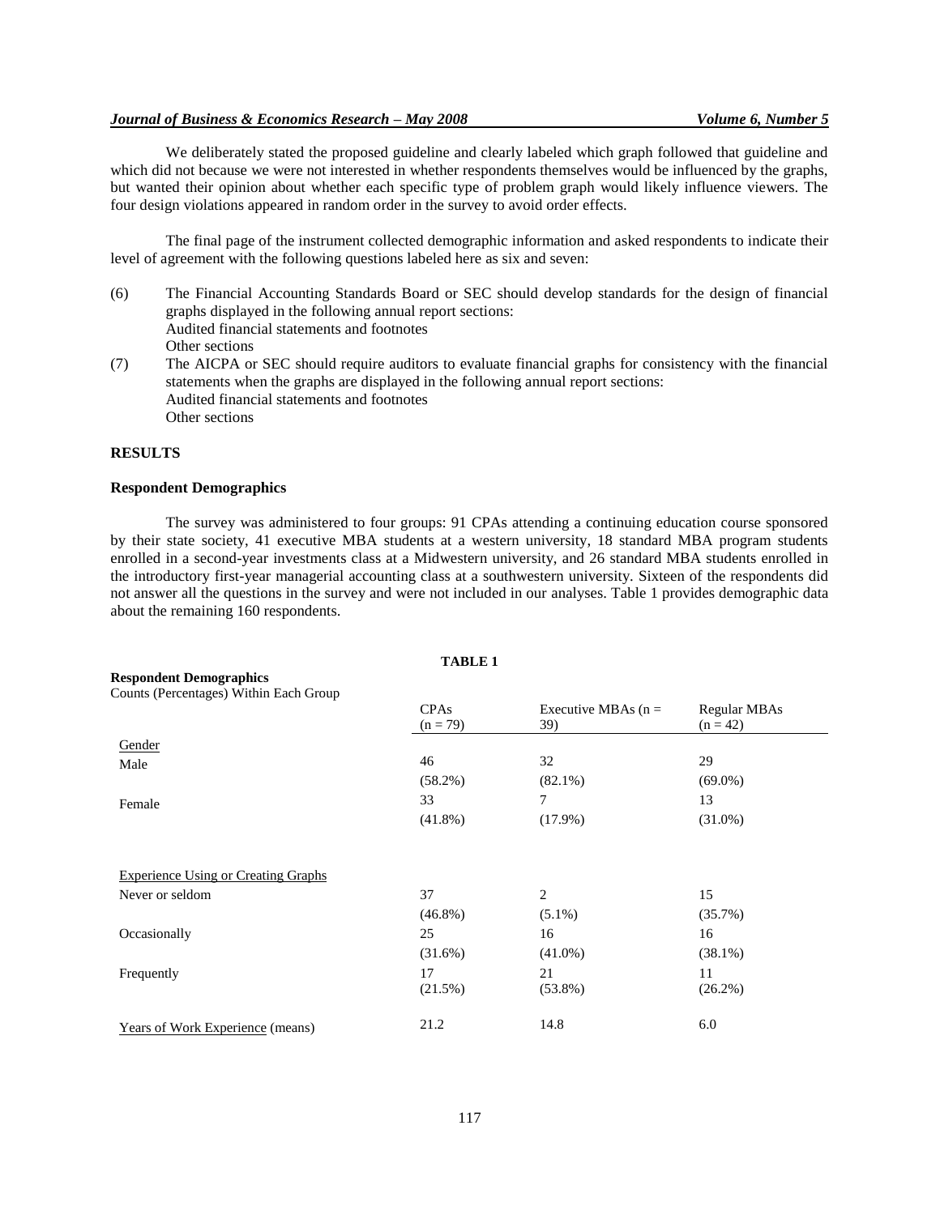We deliberately stated the proposed guideline and clearly labeled which graph followed that guideline and which did not because we were not interested in whether respondents themselves would be influenced by the graphs, but wanted their opinion about whether each specific type of problem graph would likely influence viewers. The four design violations appeared in random order in the survey to avoid order effects.

The final page of the instrument collected demographic information and asked respondents to indicate their level of agreement with the following questions labeled here as six and seven:

(6) The Financial Accounting Standards Board or SEC should develop standards for the design of financial graphs displayed in the following annual report sections:
  Audited financial statements and footnotes
  Other sections

(7) The AICPA or SEC should require auditors to evaluate financial graphs for consistency with the financial statements when the graphs are displayed in the following annual report sections:
  Audited financial statements and footnotes
  Other sections

## RESULTS

### Respondent Demographics

The survey was administered to four groups: 91 CPAs attending a continuing education course sponsored by their state society, 41 executive MBA students at a western university, 18 standard MBA program students enrolled in a second-year investments class at a Midwestern university, and 26 standard MBA students enrolled in the introductory first-year managerial accounting class at a southwestern university. Sixteen of the respondents did not answer all the questions in the survey and were not included in our analyses. Table 1 provides demographic data about the remaining 160 respondents.

**TABLE 1**

**Respondent Demographics**
Counts (Percentages) Within Each Group

| | CPAs (n = 79) | Executive MBAs (n = 39) | Regular MBAs (n = 42) |
|---|---|---|---|
| Gender | | | |
| Male | 46 (58.2%) | 32 (82.1%) | 29 (69.0%) |
| Female | 33 (41.8%) | 7 (17.9%) | 13 (31.0%) |
| Experience Using or Creating Graphs | | | |
| Never or seldom | 37 (46.8%) | 2 (5.1%) | 15 (35.7%) |
| Occasionally | 25 (31.6%) | 16 (41.0%) | 16 (38.1%) |
| Frequently | 17 (21.5%) | 21 (53.8%) | 11 (26.2%) |
| Years of Work Experience (means) | 21.2 | 14.8 | 6.0 |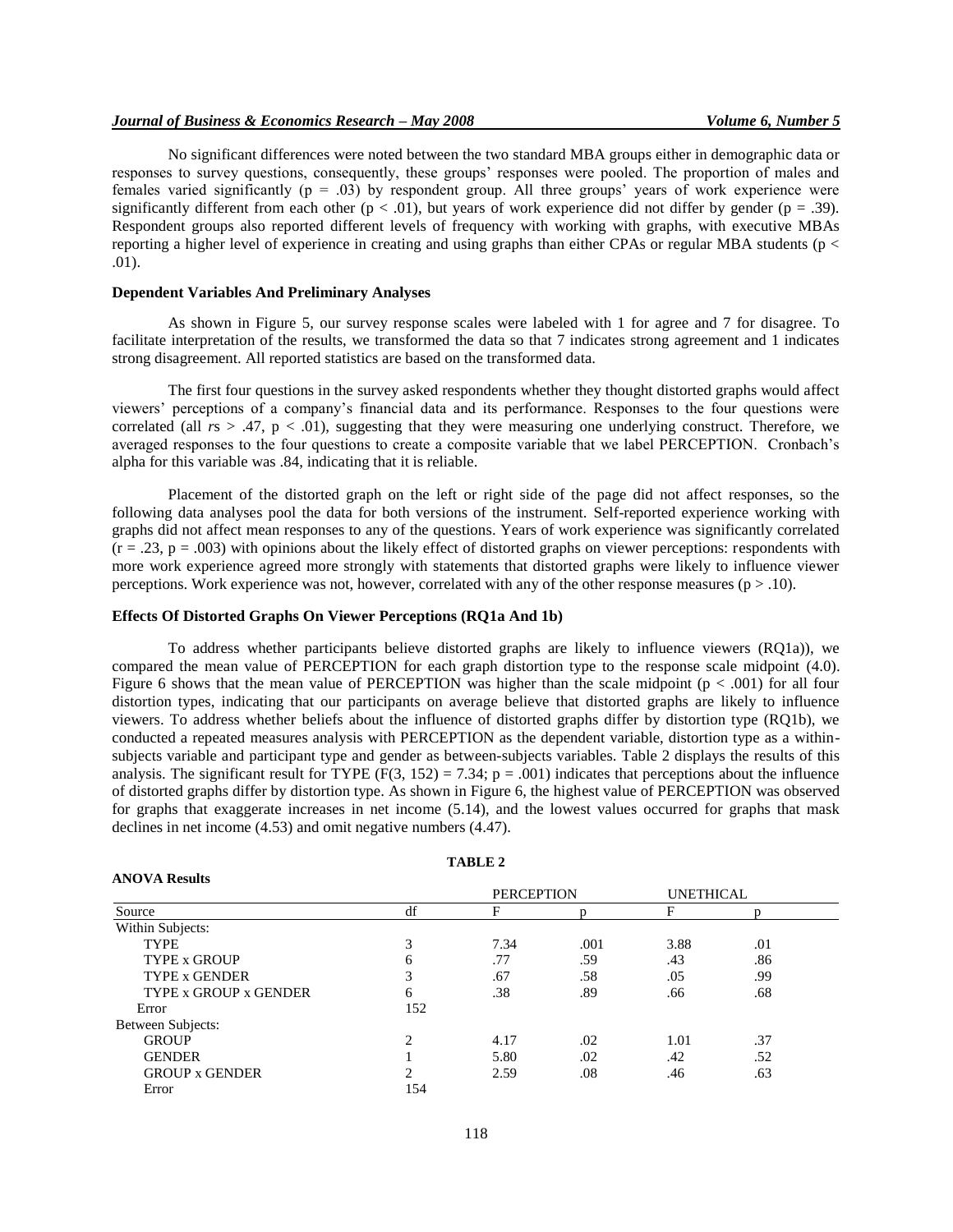No significant differences were noted between the two standard MBA groups either in demographic data or responses to survey questions, consequently, these groups' responses were pooled. The proportion of males and females varied significantly ($p = .03$) by respondent group. All three groups' years of work experience were significantly different from each other ($p < .01$), but years of work experience did not differ by gender ($p = .39$). Respondent groups also reported different levels of frequency with working with graphs, with executive MBAs reporting a higher level of experience in creating and using graphs than either CPAs or regular MBA students ($p < .01$).

### Dependent Variables And Preliminary Analyses

As shown in Figure 5, our survey response scales were labeled with 1 for agree and 7 for disagree. To facilitate interpretation of the results, we transformed the data so that 7 indicates strong agreement and 1 indicates strong disagreement. All reported statistics are based on the transformed data.

The first four questions in the survey asked respondents whether they thought distorted graphs would affect viewers' perceptions of a company's financial data and its performance. Responses to the four questions were correlated (all $r$s $> .47$, $p < .01$), suggesting that they were measuring one underlying construct. Therefore, we averaged responses to the four questions to create a composite variable that we label PERCEPTION. Cronbach's alpha for this variable was .84, indicating that it is reliable.

Placement of the distorted graph on the left or right side of the page did not affect responses, so the following data analyses pool the data for both versions of the instrument. Self-reported experience working with graphs did not affect mean responses to any of the questions. Years of work experience was significantly correlated ($r = .23$, $p = .003$) with opinions about the likely effect of distorted graphs on viewer perceptions: respondents with more work experience agreed more strongly with statements that distorted graphs were likely to influence viewer perceptions. Work experience was not, however, correlated with any of the other response measures ($p > .10$).

### Effects Of Distorted Graphs On Viewer Perceptions (RQ1a And 1b)

To address whether participants believe distorted graphs are likely to influence viewers (RQ1a)), we compared the mean value of PERCEPTION for each graph distortion type to the response scale midpoint (4.0). Figure 6 shows that the mean value of PERCEPTION was higher than the scale midpoint ($p < .001$) for all four distortion types, indicating that our participants on average believe that distorted graphs are likely to influence viewers. To address whether beliefs about the influence of distorted graphs differ by distortion type (RQ1b), we conducted a repeated measures analysis with PERCEPTION as the dependent variable, distortion type as a within-subjects variable and participant type and gender as between-subjects variables. Table 2 displays the results of this analysis. The significant result for TYPE ($F(3, 152) = 7.34$; $p = .001$) indicates that perceptions about the influence of distorted graphs differ by distortion type. As shown in Figure 6, the highest value of PERCEPTION was observed for graphs that exaggerate increases in net income (5.14), and the lowest values occurred for graphs that mask declines in net income (4.53) and omit negative numbers (4.47).

**TABLE 2**

**ANOVA Results**

| | | PERCEPTION | | UNETHICAL | |
|---|---|---|---|---|---|
| Source | df | F | p | F | p |
| Within Subjects: | | | | | |
| TYPE | 3 | 7.34 | .001 | 3.88 | .01 |
| TYPE x GROUP | 6 | .77 | .59 | .43 | .86 |
| TYPE x GENDER | 3 | .67 | .58 | .05 | .99 |
| TYPE x GROUP x GENDER | 6 | .38 | .89 | .66 | .68 |
| Error | 152 | | | | |
| Between Subjects: | | | | | |
| GROUP | 2 | 4.17 | .02 | 1.01 | .37 |
| GENDER | 1 | 5.80 | .02 | .42 | .52 |
| GROUP x GENDER | 2 | 2.59 | .08 | .46 | .63 |
| Error | 154 | | | | |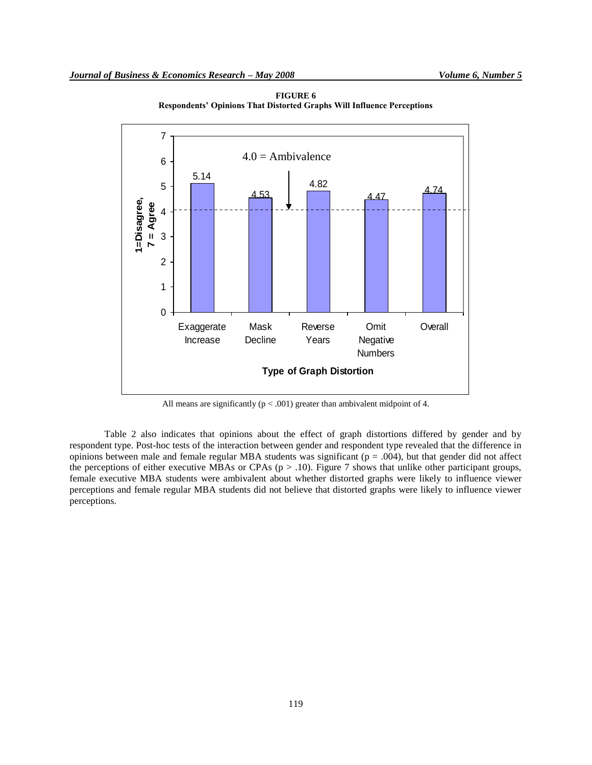**FIGURE 6**
**Respondents' Opinions That Distorted Graphs Will Influence Perceptions**

All means are significantly ($p < .001$) greater than ambivalent midpoint of 4.

Table 2 also indicates that opinions about the effect of graph distortions differed by gender and by respondent type. Post-hoc tests of the interaction between gender and respondent type revealed that the difference in opinions between male and female regular MBA students was significant ($p = .004$), but that gender did not affect the perceptions of either executive MBAs or CPAs ($p > .10$). Figure 7 shows that unlike other participant groups, female executive MBA students were ambivalent about whether distorted graphs were likely to influence viewer perceptions and female regular MBA students did not believe that distorted graphs were likely to influence viewer perceptions.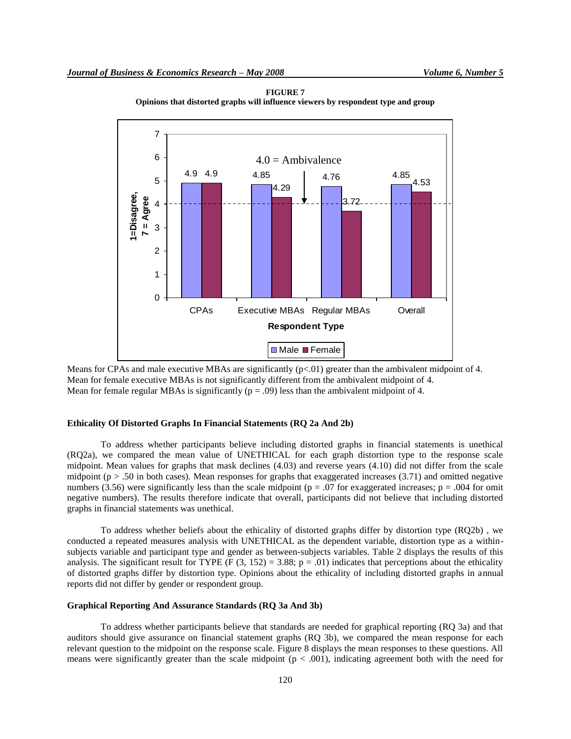**FIGURE 7**
**Opinions that distorted graphs will influence viewers by respondent type and group**

Means for CPAs and male executive MBAs are significantly ($p<.01$) greater than the ambivalent midpoint of 4.
Mean for female executive MBAs is not significantly different from the ambivalent midpoint of 4.
Mean for female regular MBAs is significantly ($p = .09$) less than the ambivalent midpoint of 4.

### Ethicality Of Distorted Graphs In Financial Statements (RQ 2a And 2b)

To address whether participants believe including distorted graphs in financial statements is unethical (RQ2a), we compared the mean value of UNETHICAL for each graph distortion type to the response scale midpoint. Mean values for graphs that mask declines (4.03) and reverse years (4.10) did not differ from the scale midpoint ($p > .50$ in both cases). Mean responses for graphs that exaggerated increases (3.71) and omitted negative numbers (3.56) were significantly less than the scale midpoint ($p = .07$ for exaggerated increases; $p = .004$ for omit negative numbers). The results therefore indicate that overall, participants did not believe that including distorted graphs in financial statements was unethical.

To address whether beliefs about the ethicality of distorted graphs differ by distortion type (RQ2b) , we conducted a repeated measures analysis with UNETHICAL as the dependent variable, distortion type as a within-subjects variable and participant type and gender as between-subjects variables. Table 2 displays the results of this analysis. The significant result for TYPE ($F\ (3, 152) = 3.88$; $p = .01$) indicates that perceptions about the ethicality of distorted graphs differ by distortion type. Opinions about the ethicality of including distorted graphs in annual reports did not differ by gender or respondent group.

### Graphical Reporting And Assurance Standards (RQ 3a And 3b)

To address whether participants believe that standards are needed for graphical reporting (RQ 3a) and that auditors should give assurance on financial statement graphs (RQ 3b), we compared the mean response for each relevant question to the midpoint on the response scale. Figure 8 displays the mean responses to these questions. All means were significantly greater than the scale midpoint ($p < .001$), indicating agreement both with the need for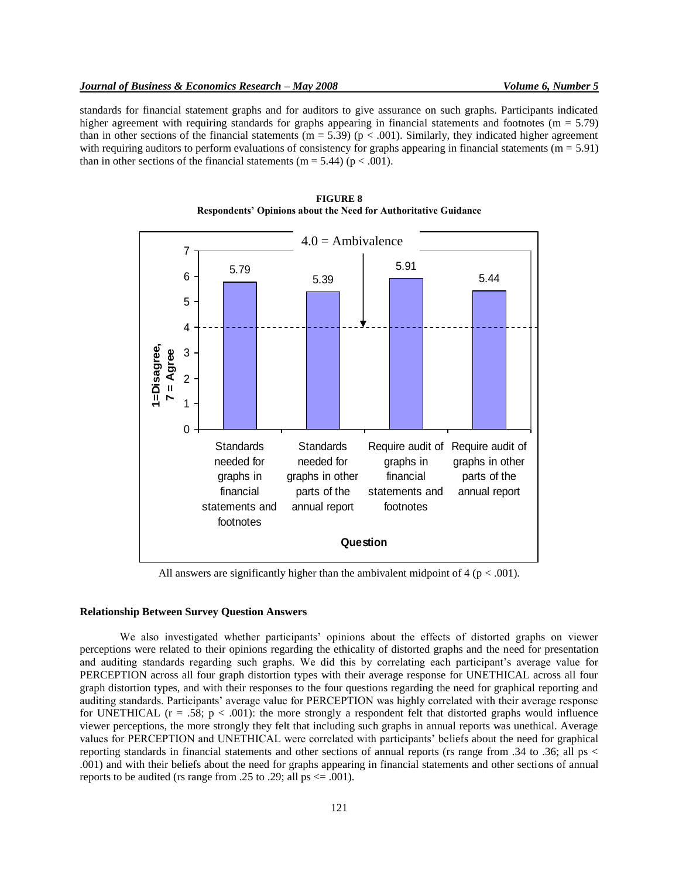standards for financial statement graphs and for auditors to give assurance on such graphs. Participants indicated higher agreement with requiring standards for graphs appearing in financial statements and footnotes (m = 5.79) than in other sections of the financial statements (m = 5.39) ($p < .001$). Similarly, they indicated higher agreement with requiring auditors to perform evaluations of consistency for graphs appearing in financial statements (m = 5.91) than in other sections of the financial statements (m = 5.44) ($p < .001$).

**FIGURE 8**
**Respondents' Opinions about the Need for Authoritative Guidance**

All answers are significantly higher than the ambivalent midpoint of 4 ($p < .001$).

#### Relationship Between Survey Question Answers

We also investigated whether participants' opinions about the effects of distorted graphs on viewer perceptions were related to their opinions regarding the ethicality of distorted graphs and the need for presentation and auditing standards regarding such graphs. We did this by correlating each participant's average value for PERCEPTION across all four graph distortion types with their average response for UNETHICAL across all four graph distortion types, and with their responses to the four questions regarding the need for graphical reporting and auditing standards. Participants' average value for PERCEPTION was highly correlated with their average response for UNETHICAL ($r = .58$; $p < .001$): the more strongly a respondent felt that distorted graphs would influence viewer perceptions, the more strongly they felt that including such graphs in annual reports was unethical. Average values for PERCEPTION and UNETHICAL were correlated with participants' beliefs about the need for graphical reporting standards in financial statements and other sections of annual reports (rs range from .34 to .36; all ps < .001) and with their beliefs about the need for graphs appearing in financial statements and other sections of annual reports to be audited (rs range from .25 to .29; all ps <= .001).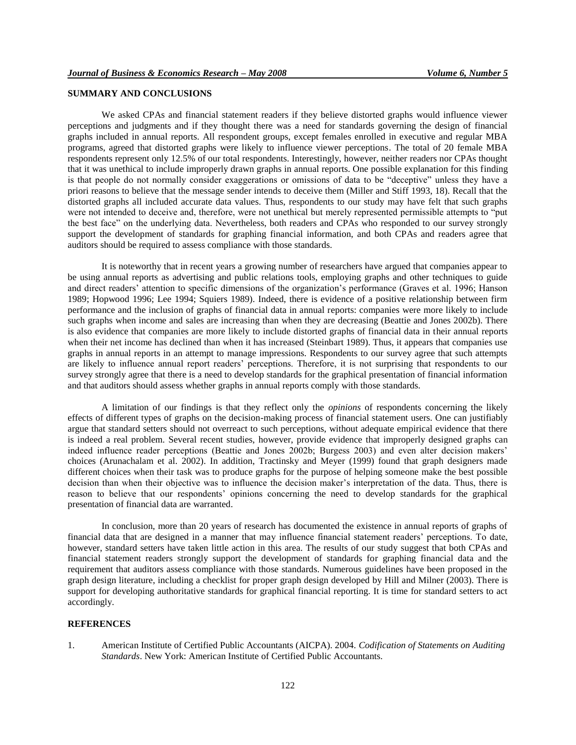## SUMMARY AND CONCLUSIONS

We asked CPAs and financial statement readers if they believe distorted graphs would influence viewer perceptions and judgments and if they thought there was a need for standards governing the design of financial graphs included in annual reports. All respondent groups, except females enrolled in executive and regular MBA programs, agreed that distorted graphs were likely to influence viewer perceptions. The total of 20 female MBA respondents represent only 12.5% of our total respondents. Interestingly, however, neither readers nor CPAs thought that it was unethical to include improperly drawn graphs in annual reports. One possible explanation for this finding is that people do not normally consider exaggerations or omissions of data to be "deceptive" unless they have a priori reasons to believe that the message sender intends to deceive them (Miller and Stiff 1993, 18). Recall that the distorted graphs all included accurate data values. Thus, respondents to our study may have felt that such graphs were not intended to deceive and, therefore, were not unethical but merely represented permissible attempts to "put the best face" on the underlying data. Nevertheless, both readers and CPAs who responded to our survey strongly support the development of standards for graphing financial information, and both CPAs and readers agree that auditors should be required to assess compliance with those standards.

It is noteworthy that in recent years a growing number of researchers have argued that companies appear to be using annual reports as advertising and public relations tools, employing graphs and other techniques to guide and direct readers' attention to specific dimensions of the organization's performance (Graves et al. 1996; Hanson 1989; Hopwood 1996; Lee 1994; Squiers 1989). Indeed, there is evidence of a positive relationship between firm performance and the inclusion of graphs of financial data in annual reports: companies were more likely to include such graphs when income and sales are increasing than when they are decreasing (Beattie and Jones 2002b). There is also evidence that companies are more likely to include distorted graphs of financial data in their annual reports when their net income has declined than when it has increased (Steinbart 1989). Thus, it appears that companies use graphs in annual reports in an attempt to manage impressions. Respondents to our survey agree that such attempts are likely to influence annual report readers' perceptions. Therefore, it is not surprising that respondents to our survey strongly agree that there is a need to develop standards for the graphical presentation of financial information and that auditors should assess whether graphs in annual reports comply with those standards.

A limitation of our findings is that they reflect only the *opinions* of respondents concerning the likely effects of different types of graphs on the decision-making process of financial statement users. One can justifiably argue that standard setters should not overreact to such perceptions, without adequate empirical evidence that there is indeed a real problem. Several recent studies, however, provide evidence that improperly designed graphs can indeed influence reader perceptions (Beattie and Jones 2002b; Burgess 2003) and even alter decision makers' choices (Arunachalam et al. 2002). In addition, Tractinsky and Meyer (1999) found that graph designers made different choices when their task was to produce graphs for the purpose of helping someone make the best possible decision than when their objective was to influence the decision maker's interpretation of the data. Thus, there is reason to believe that our respondents' opinions concerning the need to develop standards for the graphical presentation of financial data are warranted.

In conclusion, more than 20 years of research has documented the existence in annual reports of graphs of financial data that are designed in a manner that may influence financial statement readers' perceptions. To date, however, standard setters have taken little action in this area. The results of our study suggest that both CPAs and financial statement readers strongly support the development of standards for graphing financial data and the requirement that auditors assess compliance with those standards. Numerous guidelines have been proposed in the graph design literature, including a checklist for proper graph design developed by Hill and Milner (2003). There is support for developing authoritative standards for graphical financial reporting. It is time for standard setters to act accordingly.

## REFERENCES

1. American Institute of Certified Public Accountants (AICPA). 2004. *Codification of Statements on Auditing Standards*. New York: American Institute of Certified Public Accountants.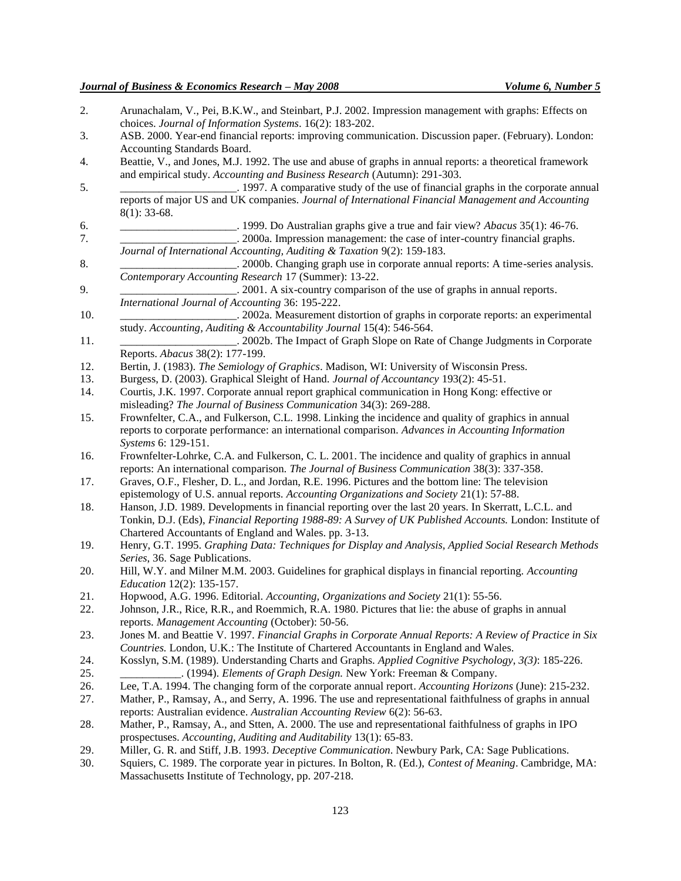2. Arunachalam, V., Pei, B.K.W., and Steinbart, P.J. 2002. Impression management with graphs: Effects on choices. *Journal of Information Systems*. 16(2): 183-202.
3. ASB. 2000. Year-end financial reports: improving communication. Discussion paper. (February). London: Accounting Standards Board.
4. Beattie, V., and Jones, M.J. 1992. The use and abuse of graphs in annual reports: a theoretical framework and empirical study. *Accounting and Business Research* (Autumn): 291-303.
5. _____________________. 1997. A comparative study of the use of financial graphs in the corporate annual reports of major US and UK companies. *Journal of International Financial Management and Accounting* 8(1): 33-68.
6. _____________________. 1999. Do Australian graphs give a true and fair view? *Abacus* 35(1): 46-76.
7. _____________________. 2000a. Impression management: the case of inter-country financial graphs. *Journal of International Accounting, Auditing & Taxation* 9(2): 159-183.
8. _____________________. 2000b. Changing graph use in corporate annual reports: A time-series analysis. *Contemporary Accounting Research* 17 (Summer): 13-22.
9. _____________________. 2001. A six-country comparison of the use of graphs in annual reports. *International Journal of Accounting* 36: 195-222.
10. _____________________. 2002a. Measurement distortion of graphs in corporate reports: an experimental study. *Accounting, Auditing & Accountability Journal* 15(4): 546-564.
11. _____________________. 2002b. The Impact of Graph Slope on Rate of Change Judgments in Corporate Reports. *Abacus* 38(2): 177-199.
12. Bertin, J. (1983). *The Semiology of Graphics*. Madison, WI: University of Wisconsin Press.
13. Burgess, D. (2003). Graphical Sleight of Hand. *Journal of Accountancy* 193(2): 45-51.
14. Courtis, J.K. 1997. Corporate annual report graphical communication in Hong Kong: effective or misleading? *The Journal of Business Communication* 34(3): 269-288.
15. Frownfelter, C.A., and Fulkerson, C.L. 1998. Linking the incidence and quality of graphics in annual reports to corporate performance: an international comparison. *Advances in Accounting Information Systems* 6: 129-151.
16. Frownfelter-Lohrke, C.A. and Fulkerson, C. L. 2001. The incidence and quality of graphics in annual reports: An international comparison. *The Journal of Business Communication* 38(3): 337-358.
17. Graves, O.F., Flesher, D. L., and Jordan, R.E. 1996. Pictures and the bottom line: The television epistemology of U.S. annual reports. *Accounting Organizations and Society* 21(1): 57-88.
18. Hanson, J.D. 1989. Developments in financial reporting over the last 20 years. In Skerratt, L.C.L. and Tonkin, D.J. (Eds), *Financial Reporting 1988-89: A Survey of UK Published Accounts.* London: Institute of Chartered Accountants of England and Wales. pp. 3-13.
19. Henry, G.T. 1995. *Graphing Data: Techniques for Display and Analysis, Applied Social Research Methods Series,* 36. Sage Publications.
20. Hill, W.Y. and Milner M.M. 2003. Guidelines for graphical displays in financial reporting. *Accounting Education* 12(2): 135-157.
21. Hopwood, A.G. 1996. Editorial. *Accounting, Organizations and Society* 21(1): 55-56.
22. Johnson, J.R., Rice, R.R., and Roemmich, R.A. 1980. Pictures that lie: the abuse of graphs in annual reports. *Management Accounting* (October): 50-56.
23. Jones M. and Beattie V. 1997. *Financial Graphs in Corporate Annual Reports: A Review of Practice in Six Countries.* London, U.K.: The Institute of Chartered Accountants in England and Wales.
24. Kosslyn, S.M. (1989). Understanding Charts and Graphs. *Applied Cognitive Psychology*, *3(3)*: 185-226.
25. ___________. (1994). *Elements of Graph Design.* New York: Freeman & Company.
26. Lee, T.A. 1994. The changing form of the corporate annual report. *Accounting Horizons* (June): 215-232.
27. Mather, P., Ramsay, A., and Serry, A. 1996. The use and representational faithfulness of graphs in annual reports: Australian evidence. *Australian Accounting Review* 6(2): 56-63.
28. Mather, P., Ramsay, A., and Stten, A. 2000. The use and representational faithfulness of graphs in IPO prospectuses. *Accounting, Auditing and Auditability* 13(1): 65-83.
29. Miller, G. R. and Stiff, J.B. 1993. *Deceptive Communication*. Newbury Park, CA: Sage Publications.
30. Squiers, C. 1989. The corporate year in pictures. In Bolton, R. (Ed.), *Contest of Meaning*. Cambridge, MA: Massachusetts Institute of Technology, pp. 207-218.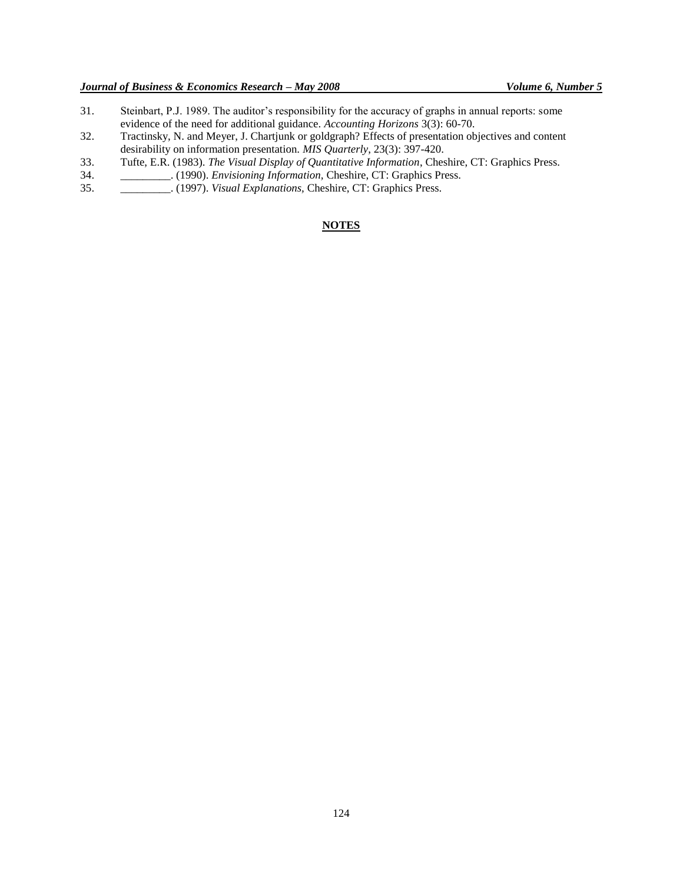31. Steinbart, P.J. 1989. The auditor's responsibility for the accuracy of graphs in annual reports: some evidence of the need for additional guidance. *Accounting Horizons* 3(3): 60-70.
32. Tractinsky, N. and Meyer, J. Chartjunk or goldgraph? Effects of presentation objectives and content desirability on information presentation. *MIS Quarterly*, 23(3): 397-420.
33. Tufte, E.R. (1983). *The Visual Display of Quantitative Information*, Cheshire, CT: Graphics Press.
34. _________. (1990). *Envisioning Information*, Cheshire, CT: Graphics Press.
35. _________. (1997). *Visual Explanations*, Cheshire, CT: Graphics Press.

## NOTES